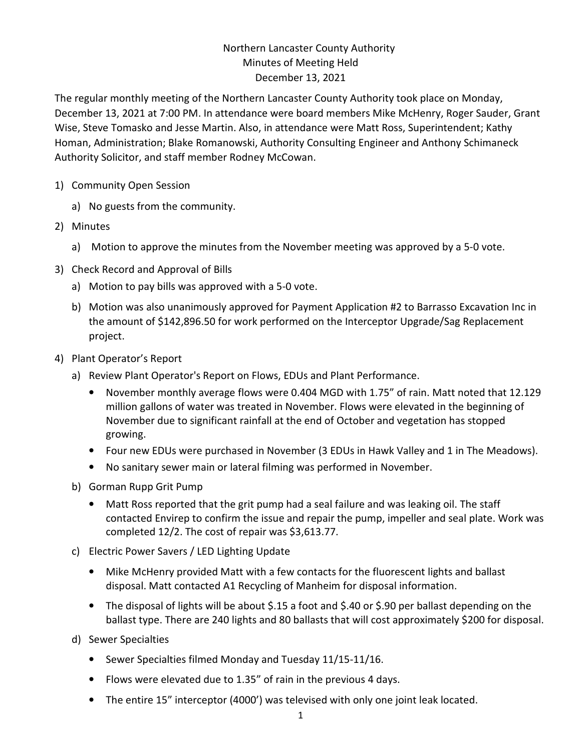Northern Lancaster County Authority
Minutes of Meeting Held
December 13, 2021

The regular monthly meeting of the Northern Lancaster County Authority took place on Monday, December 13, 2021 at 7:00 PM. In attendance were board members Mike McHenry, Roger Sauder, Grant Wise, Steve Tomasko and Jesse Martin. Also, in attendance were Matt Ross, Superintendent; Kathy Homan, Administration; Blake Romanowski, Authority Consulting Engineer and Anthony Schimaneck Authority Solicitor, and staff member Rodney McCowan.

1) Community Open Session
   a) No guests from the community.
2) Minutes
   a) Motion to approve the minutes from the November meeting was approved by a 5-0 vote.
3) Check Record and Approval of Bills
   a) Motion to pay bills was approved with a 5-0 vote.
   b) Motion was also unanimously approved for Payment Application #2 to Barrasso Excavation Inc in the amount of $142,896.50 for work performed on the Interceptor Upgrade/Sag Replacement project.
4) Plant Operator's Report
   a) Review Plant Operator's Report on Flows, EDUs and Plant Performance.
      - November monthly average flows were 0.404 MGD with 1.75" of rain. Matt noted that 12.129 million gallons of water was treated in November. Flows were elevated in the beginning of November due to significant rainfall at the end of October and vegetation has stopped growing.
      - Four new EDUs were purchased in November (3 EDUs in Hawk Valley and 1 in The Meadows).
      - No sanitary sewer main or lateral filming was performed in November.
   b) Gorman Rupp Grit Pump
      - Matt Ross reported that the grit pump had a seal failure and was leaking oil. The staff contacted Envirep to confirm the issue and repair the pump, impeller and seal plate. Work was completed 12/2. The cost of repair was $3,613.77.
   c) Electric Power Savers / LED Lighting Update
      - Mike McHenry provided Matt with a few contacts for the fluorescent lights and ballast disposal. Matt contacted A1 Recycling of Manheim for disposal information.
      - The disposal of lights will be about $.15 a foot and $.40 or $.90 per ballast depending on the ballast type. There are 240 lights and 80 ballasts that will cost approximately $200 for disposal.
   d) Sewer Specialties
      - Sewer Specialties filmed Monday and Tuesday 11/15-11/16.
      - Flows were elevated due to 1.35" of rain in the previous 4 days.
      - The entire 15" interceptor (4000') was televised with only one joint leak located.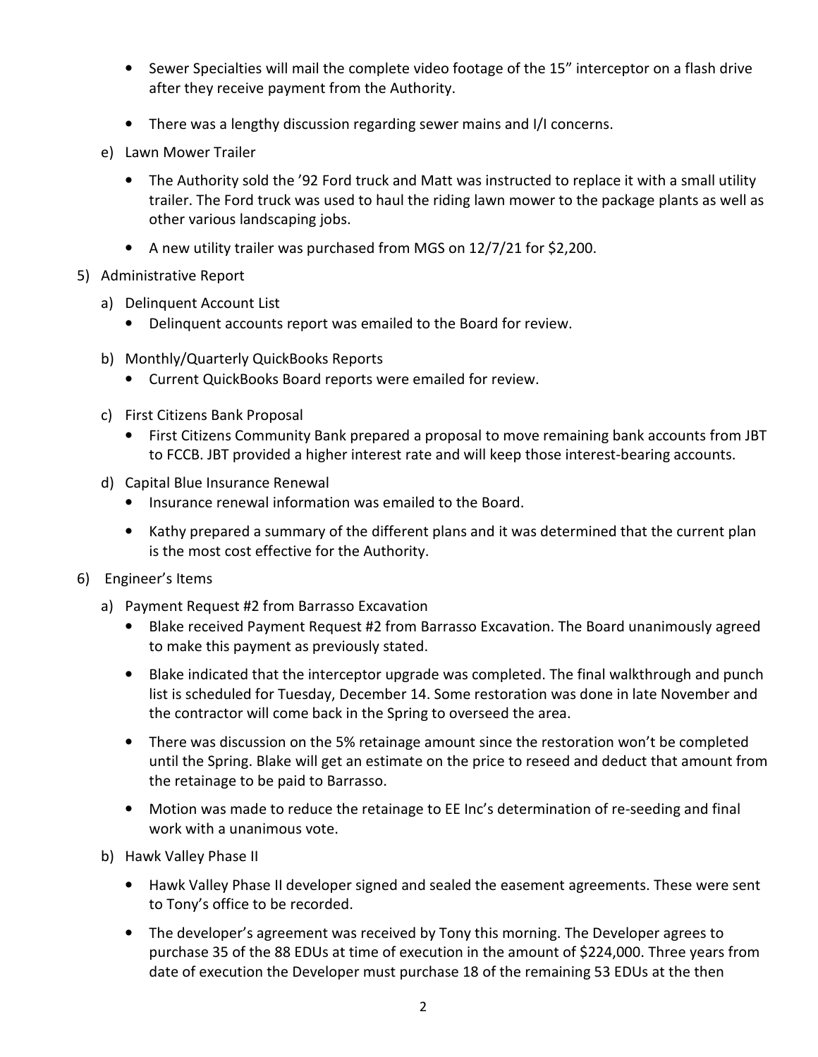- Sewer Specialties will mail the complete video footage of the 15" interceptor on a flash drive after they receive payment from the Authority.

- There was a lengthy discussion regarding sewer mains and I/I concerns.

e) Lawn Mower Trailer

- The Authority sold the '92 Ford truck and Matt was instructed to replace it with a small utility trailer. The Ford truck was used to haul the riding lawn mower to the package plants as well as other various landscaping jobs.

- A new utility trailer was purchased from MGS on 12/7/21 for $2,200.

5) Administrative Report

a) Delinquent Account List
- Delinquent accounts report was emailed to the Board for review.

b) Monthly/Quarterly QuickBooks Reports
- Current QuickBooks Board reports were emailed for review.

c) First Citizens Bank Proposal
- First Citizens Community Bank prepared a proposal to move remaining bank accounts from JBT to FCCB. JBT provided a higher interest rate and will keep those interest-bearing accounts.

d) Capital Blue Insurance Renewal
- Insurance renewal information was emailed to the Board.

- Kathy prepared a summary of the different plans and it was determined that the current plan is the most cost effective for the Authority.

6) Engineer's Items

a) Payment Request #2 from Barrasso Excavation
- Blake received Payment Request #2 from Barrasso Excavation. The Board unanimously agreed to make this payment as previously stated.

- Blake indicated that the interceptor upgrade was completed. The final walkthrough and punch list is scheduled for Tuesday, December 14. Some restoration was done in late November and the contractor will come back in the Spring to overseed the area.

- There was discussion on the 5% retainage amount since the restoration won't be completed until the Spring. Blake will get an estimate on the price to reseed and deduct that amount from the retainage to be paid to Barrasso.

- Motion was made to reduce the retainage to EE Inc's determination of re-seeding and final work with a unanimous vote.

b) Hawk Valley Phase II

- Hawk Valley Phase II developer signed and sealed the easement agreements. These were sent to Tony's office to be recorded.

- The developer's agreement was received by Tony this morning. The Developer agrees to purchase 35 of the 88 EDUs at time of execution in the amount of $224,000. Three years from date of execution the Developer must purchase 18 of the remaining 53 EDUs at the then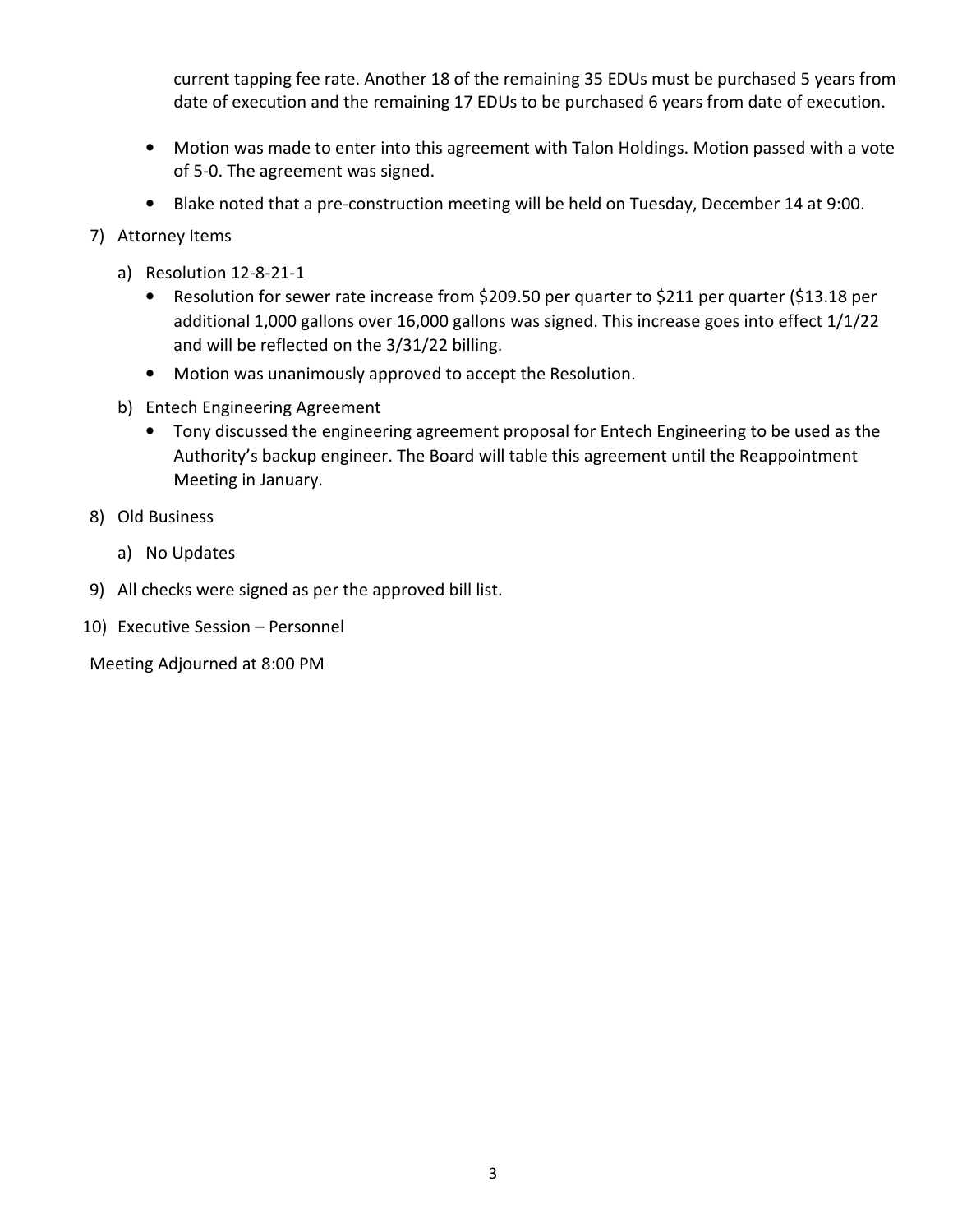current tapping fee rate. Another 18 of the remaining 35 EDUs must be purchased 5 years from date of execution and the remaining 17 EDUs to be purchased 6 years from date of execution.

- Motion was made to enter into this agreement with Talon Holdings. Motion passed with a vote of 5-0. The agreement was signed.
- Blake noted that a pre-construction meeting will be held on Tuesday, December 14 at 9:00.

7) Attorney Items
   a) Resolution 12-8-21-1
      - Resolution for sewer rate increase from $209.50 per quarter to $211 per quarter ($13.18 per additional 1,000 gallons over 16,000 gallons was signed. This increase goes into effect 1/1/22 and will be reflected on the 3/31/22 billing.
      - Motion was unanimously approved to accept the Resolution.
   b) Entech Engineering Agreement
      - Tony discussed the engineering agreement proposal for Entech Engineering to be used as the Authority's backup engineer. The Board will table this agreement until the Reappointment Meeting in January.
8) Old Business
   a) No Updates
9) All checks were signed as per the approved bill list.
10) Executive Session – Personnel

Meeting Adjourned at 8:00 PM